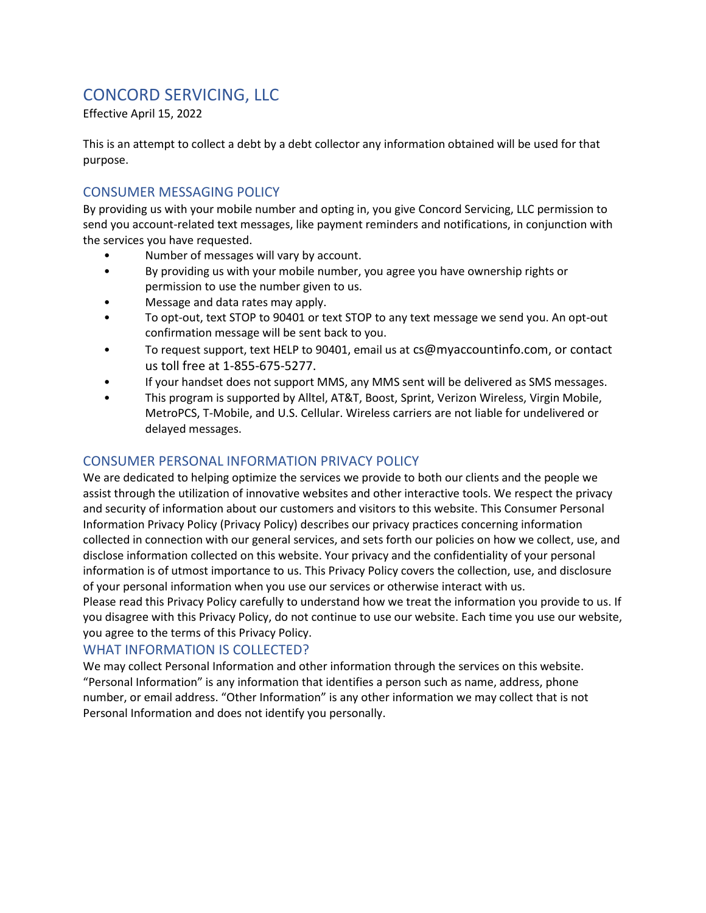# CONCORD SERVICING, LLC

Effective April 15, 2022

This is an attempt to collect a debt by a debt collector any information obtained will be used for that purpose.

## CONSUMER MESSAGING POLICY

By providing us with your mobile number and opting in, you give Concord Servicing, LLC permission to send you account-related text messages, like payment reminders and notifications, in conjunction with the services you have requested.

- Number of messages will vary by account.
- By providing us with your mobile number, you agree you have ownership rights or permission to use the number given to us.
- Message and data rates may apply.
- To opt-out, text STOP to 90401 or text STOP to any text message we send you. An opt-out confirmation message will be sent back to you.
- To request support, text HELP to 90401, email us at cs@myaccountinfo.com, or contact us toll free at 1-855-675-5277.
- If your handset does not support MMS, any MMS sent will be delivered as SMS messages.
- This program is supported by Alltel, AT&T, Boost, Sprint, Verizon Wireless, Virgin Mobile, MetroPCS, T-Mobile, and U.S. Cellular. Wireless carriers are not liable for undelivered or delayed messages.

## CONSUMER PERSONAL INFORMATION PRIVACY POLICY

We are dedicated to helping optimize the services we provide to both our clients and the people we assist through the utilization of innovative websites and other interactive tools. We respect the privacy and security of information about our customers and visitors to this website. This Consumer Personal Information Privacy Policy (Privacy Policy) describes our privacy practices concerning information collected in connection with our general services, and sets forth our policies on how we collect, use, and disclose information collected on this website. Your privacy and the confidentiality of your personal information is of utmost importance to us. This Privacy Policy covers the collection, use, and disclosure of your personal information when you use our services or otherwise interact with us.

Please read this Privacy Policy carefully to understand how we treat the information you provide to us. If you disagree with this Privacy Policy, do not continue to use our website. Each time you use our website, you agree to the terms of this Privacy Policy.

## WHAT INFORMATION IS COLLECTED?

We may collect Personal Information and other information through the services on this website. "Personal Information" is any information that identifies a person such as name, address, phone number, or email address. "Other Information" is any other information we may collect that is not Personal Information and does not identify you personally.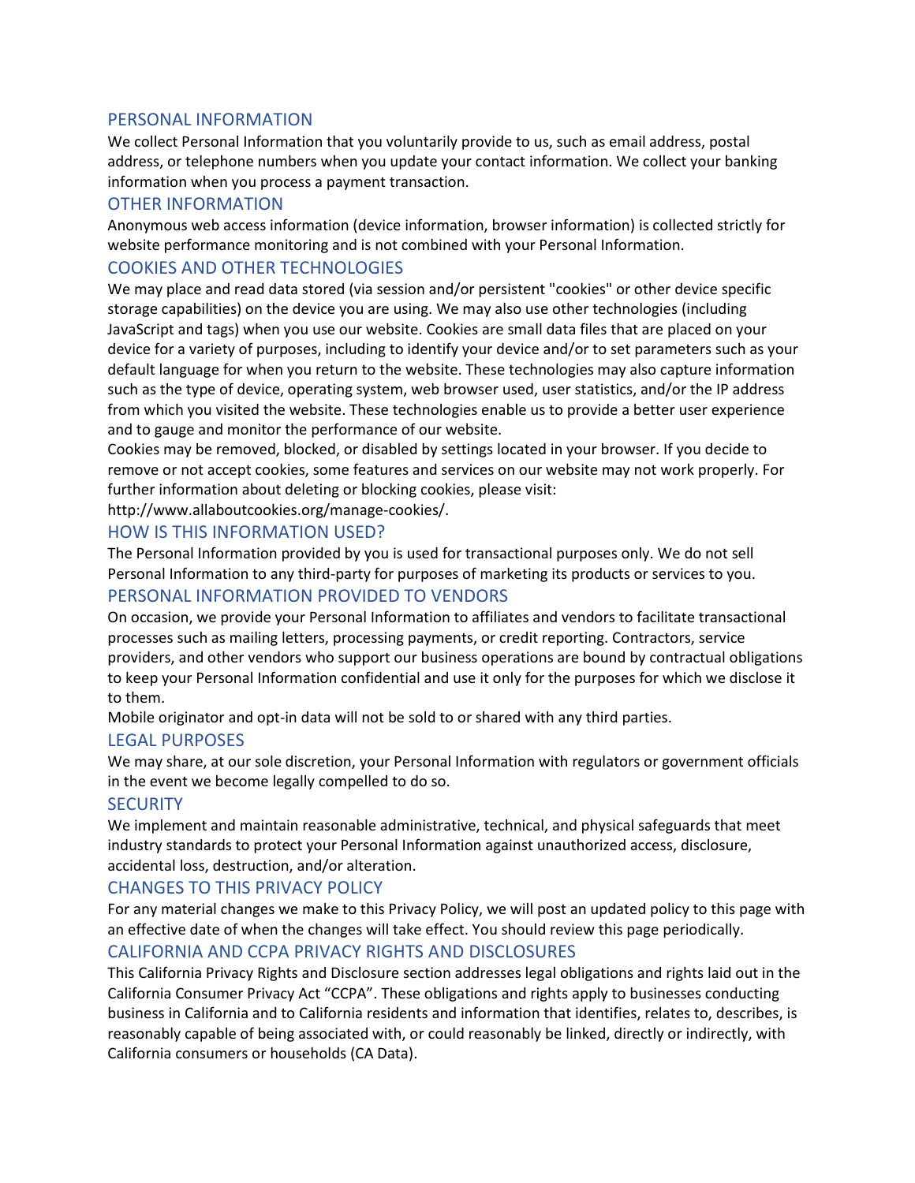## PERSONAL INFORMATION

We collect Personal Information that you voluntarily provide to us, such as email address, postal address, or telephone numbers when you update your contact information. We collect your banking information when you process a payment transaction.

## OTHER INFORMATION

Anonymous web access information (device information, browser information) is collected strictly for website performance monitoring and is not combined with your Personal Information.

## COOKIES AND OTHER TECHNOLOGIES

We may place and read data stored (via session and/or persistent "cookies" or other device specific storage capabilities) on the device you are using. We may also use other technologies (including JavaScript and tags) when you use our website. Cookies are small data files that are placed on your device for a variety of purposes, including to identify your device and/or to set parameters such as your default language for when you return to the website. These technologies may also capture information such as the type of device, operating system, web browser used, user statistics, and/or the IP address from which you visited the website. These technologies enable us to provide a better user experience and to gauge and monitor the performance of our website.

Cookies may be removed, blocked, or disabled by settings located in your browser. If you decide to remove or not accept cookies, some features and services on our website may not work properly. For further information about deleting or blocking cookies, please visit: http://www.allaboutcookies.org/manage-cookies/.

## HOW IS THIS INFORMATION USED?

The Personal Information provided by you is used for transactional purposes only. We do not sell Personal Information to any third-party for purposes of marketing its products or services to you.

## PERSONAL INFORMATION PROVIDED TO VENDORS

On occasion, we provide your Personal Information to affiliates and vendors to facilitate transactional processes such as mailing letters, processing payments, or credit reporting. Contractors, service providers, and other vendors who support our business operations are bound by contractual obligations to keep your Personal Information confidential and use it only for the purposes for which we disclose it to them.

Mobile originator and opt-in data will not be sold to or shared with any third parties.

## LEGAL PURPOSES

We may share, at our sole discretion, your Personal Information with regulators or government officials in the event we become legally compelled to do so.

## SECURITY

We implement and maintain reasonable administrative, technical, and physical safeguards that meet industry standards to protect your Personal Information against unauthorized access, disclosure, accidental loss, destruction, and/or alteration.

## CHANGES TO THIS PRIVACY POLICY

For any material changes we make to this Privacy Policy, we will post an updated policy to this page with an effective date of when the changes will take effect. You should review this page periodically.

## CALIFORNIA AND CCPA PRIVACY RIGHTS AND DISCLOSURES

This California Privacy Rights and Disclosure section addresses legal obligations and rights laid out in the California Consumer Privacy Act "CCPA". These obligations and rights apply to businesses conducting business in California and to California residents and information that identifies, relates to, describes, is reasonably capable of being associated with, or could reasonably be linked, directly or indirectly, with California consumers or households (CA Data).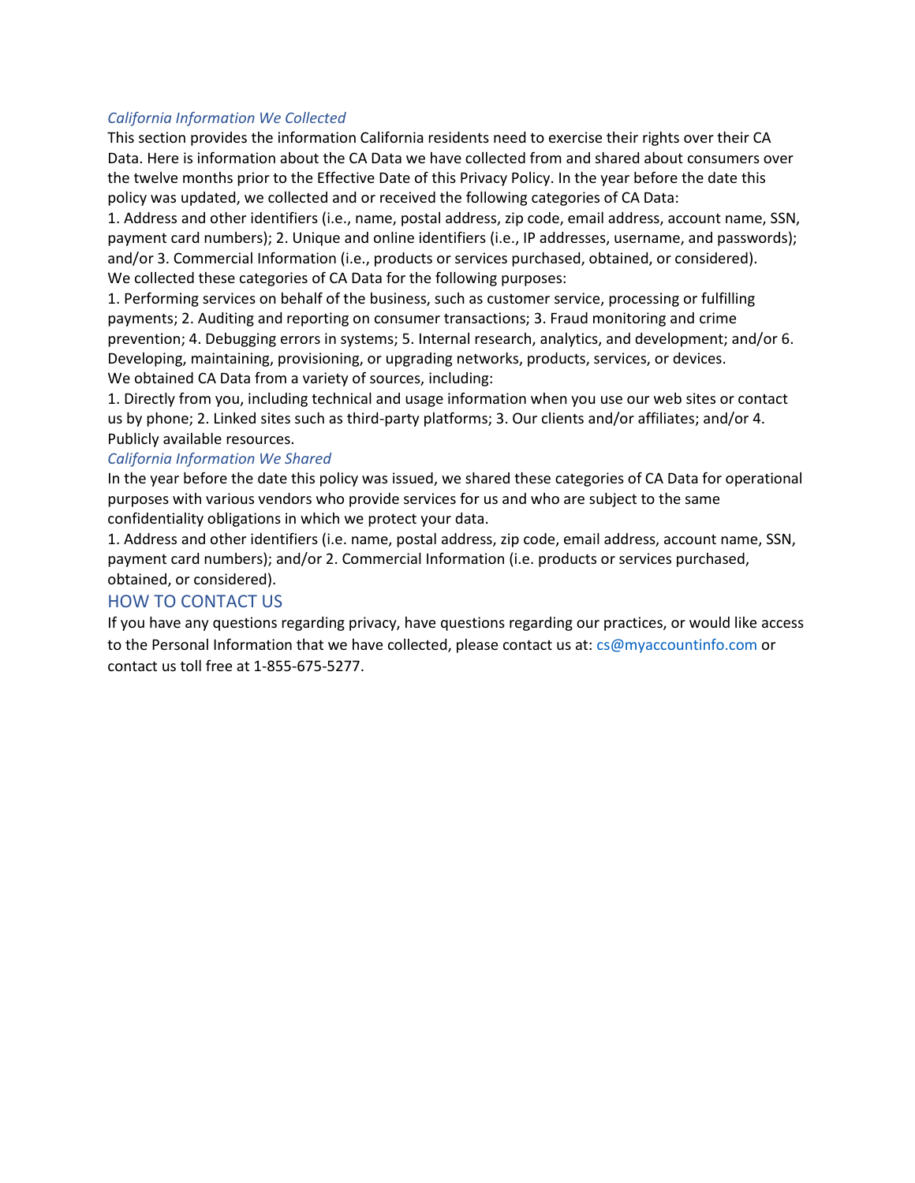*California Information We Collected*

This section provides the information California residents need to exercise their rights over their CA Data. Here is information about the CA Data we have collected from and shared about consumers over the twelve months prior to the Effective Date of this Privacy Policy. In the year before the date this policy was updated, we collected and or received the following categories of CA Data:

1. Address and other identifiers (i.e., name, postal address, zip code, email address, account name, SSN, payment card numbers); 2. Unique and online identifiers (i.e., IP addresses, username, and passwords); and/or 3. Commercial Information (i.e., products or services purchased, obtained, or considered).

We collected these categories of CA Data for the following purposes:

1. Performing services on behalf of the business, such as customer service, processing or fulfilling payments; 2. Auditing and reporting on consumer transactions; 3. Fraud monitoring and crime prevention; 4. Debugging errors in systems; 5. Internal research, analytics, and development; and/or 6. Developing, maintaining, provisioning, or upgrading networks, products, services, or devices.

We obtained CA Data from a variety of sources, including:

1. Directly from you, including technical and usage information when you use our web sites or contact us by phone; 2. Linked sites such as third-party platforms; 3. Our clients and/or affiliates; and/or 4. Publicly available resources.

*California Information We Shared*

In the year before the date this policy was issued, we shared these categories of CA Data for operational purposes with various vendors who provide services for us and who are subject to the same confidentiality obligations in which we protect your data.

1. Address and other identifiers (i.e. name, postal address, zip code, email address, account name, SSN, payment card numbers); and/or 2. Commercial Information (i.e. products or services purchased, obtained, or considered).

## HOW TO CONTACT US

If you have any questions regarding privacy, have questions regarding our practices, or would like access to the Personal Information that we have collected, please contact us at: cs@myaccountinfo.com or contact us toll free at 1-855-675-5277.